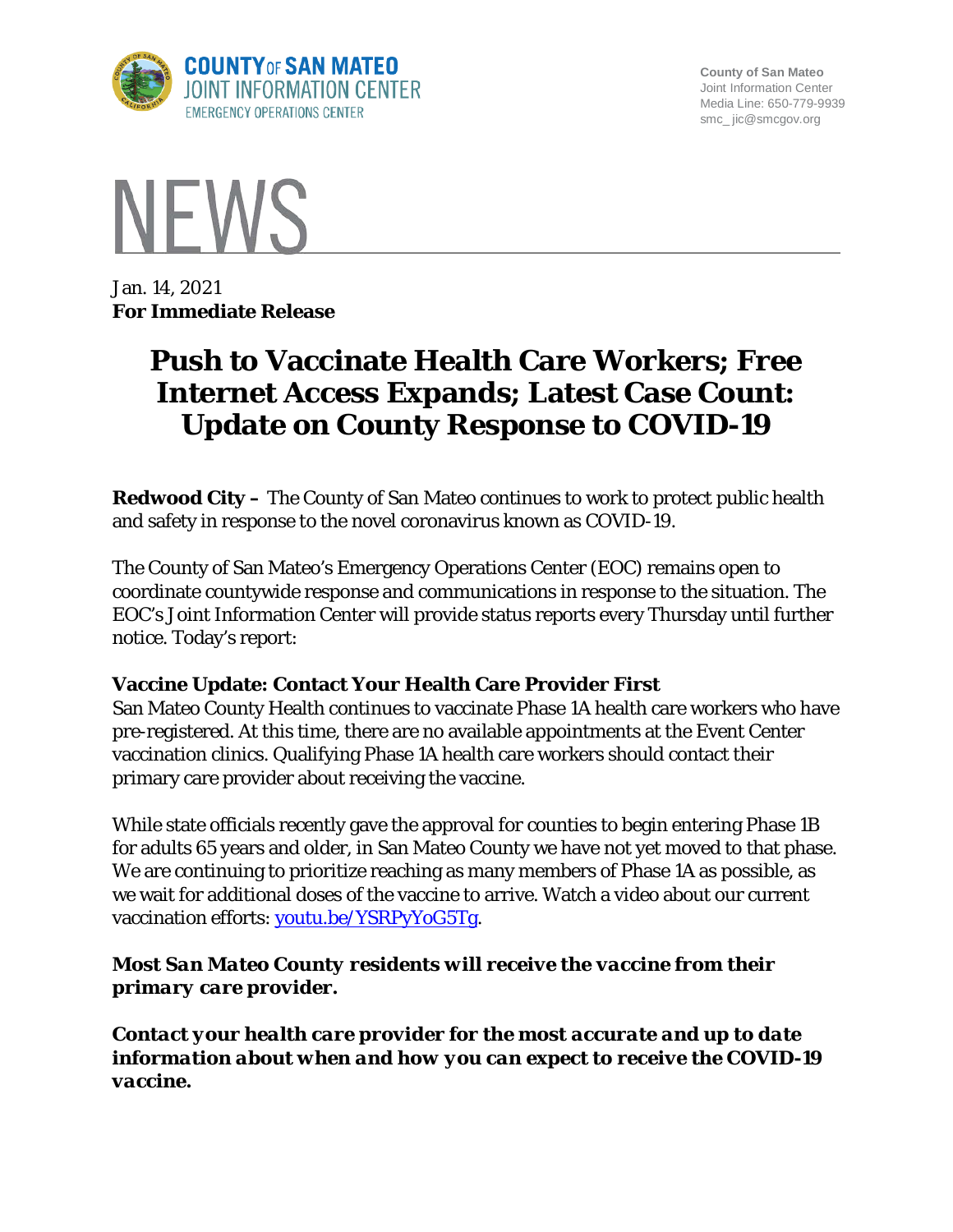COUNTY OF SAN MATEO
JOINT INFORMATION CENTER
EMERGENCY OPERATIONS CENTER

County of San Mateo
Joint Information Center
Media Line: 650-779-9939
smc_jic@smcgov.org

# NEWS

Jan. 14, 2021
**For Immediate Release**

# Push to Vaccinate Health Care Workers; Free Internet Access Expands; Latest Case Count: Update on County Response to COVID-19

**Redwood City –** The County of San Mateo continues to work to protect public health and safety in response to the novel coronavirus known as COVID-19.

The County of San Mateo's Emergency Operations Center (EOC) remains open to coordinate countywide response and communications in response to the situation. The EOC's Joint Information Center will provide status reports every Thursday until further notice. Today's report:

**Vaccine Update: Contact Your Health Care Provider First**
San Mateo County Health continues to vaccinate Phase 1A health care workers who have pre-registered. At this time, there are no available appointments at the Event Center vaccination clinics. Qualifying Phase 1A health care workers should contact their primary care provider about receiving the vaccine.

While state officials recently gave the approval for counties to begin entering Phase 1B for adults 65 years and older, in San Mateo County we have not yet moved to that phase. We are continuing to prioritize reaching as many members of Phase 1A as possible, as we wait for additional doses of the vaccine to arrive. Watch a video about our current vaccination efforts: youtu.be/YSRPyYoG5Tg.

***Most San Mateo County residents will receive the vaccine from their primary care provider.***

***Contact your health care provider for the most accurate and up to date information about when and how you can expect to receive the COVID-19 vaccine.***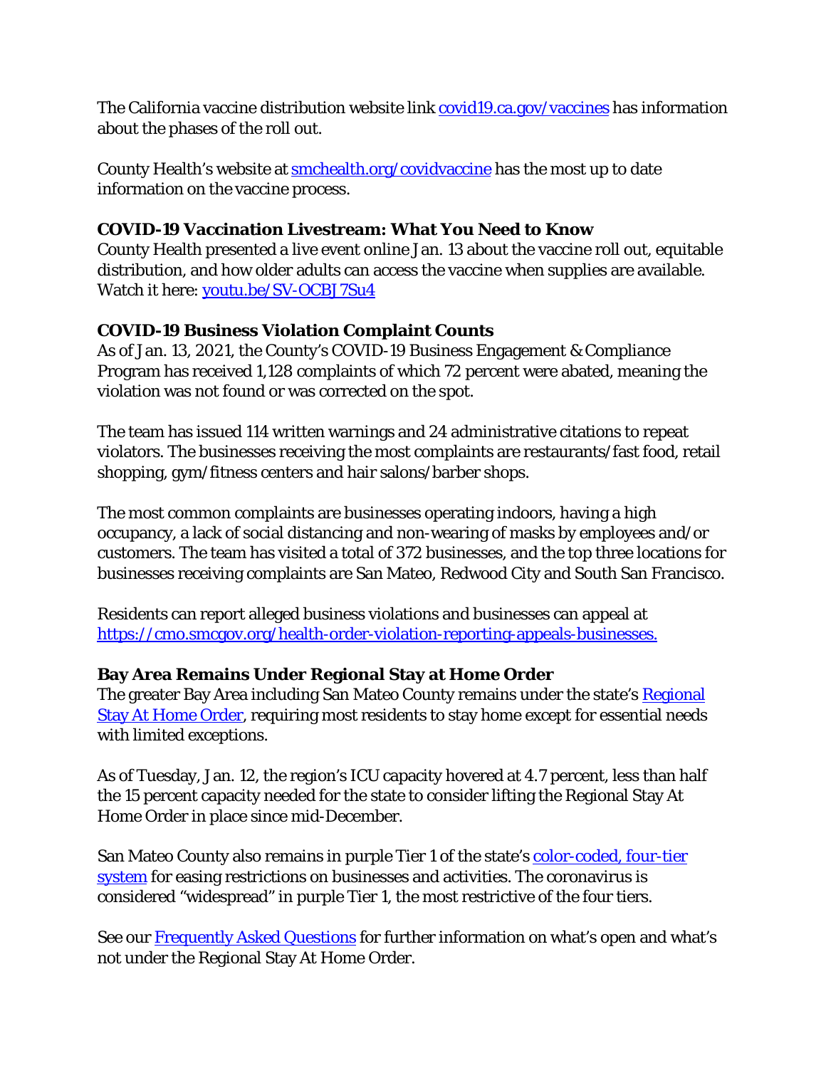The California vaccine distribution website link [covid19.ca.gov/vaccines](covid19.ca.gov/vaccines) has information about the phases of the roll out.

County Health's website at [smchealth.org/covidvaccine](smchealth.org/covidvaccine) has the most up to date information on the vaccine process.

**COVID-19 Vaccination Livestream: What You Need to Know**
County Health presented a live event online Jan. 13 about the vaccine roll out, equitable distribution, and how older adults can access the vaccine when supplies are available. Watch it here: [youtu.be/SV-OCBJ7Su4](youtu.be/SV-OCBJ7Su4)

**COVID-19 Business Violation Complaint Counts**
As of Jan. 13, 2021, the County's COVID-19 Business Engagement & Compliance Program has received 1,128 complaints of which 72 percent were abated, meaning the violation was not found or was corrected on the spot.

The team has issued 114 written warnings and 24 administrative citations to repeat violators. The businesses receiving the most complaints are restaurants/fast food, retail shopping, gym/fitness centers and hair salons/barber shops.

The most common complaints are businesses operating indoors, having a high occupancy, a lack of social distancing and non-wearing of masks by employees and/or customers. The team has visited a total of 372 businesses, and the top three locations for businesses receiving complaints are San Mateo, Redwood City and South San Francisco.

Residents can report alleged business violations and businesses can appeal at [https://cmo.smcgov.org/health-order-violation-reporting-appeals-businesses.](https://cmo.smcgov.org/health-order-violation-reporting-appeals-businesses)

**Bay Area Remains Under Regional Stay at Home Order**
The greater Bay Area including San Mateo County remains under the state's Regional Stay At Home Order, requiring most residents to stay home except for essential needs with limited exceptions.

As of Tuesday, Jan. 12, the region's ICU capacity hovered at 4.7 percent, less than half the 15 percent capacity needed for the state to consider lifting the Regional Stay At Home Order in place since mid-December.

San Mateo County also remains in purple Tier 1 of the state's color-coded, four-tier system for easing restrictions on businesses and activities. The coronavirus is considered "widespread" in purple Tier 1, the most restrictive of the four tiers.

See our Frequently Asked Questions for further information on what's open and what's not under the Regional Stay At Home Order.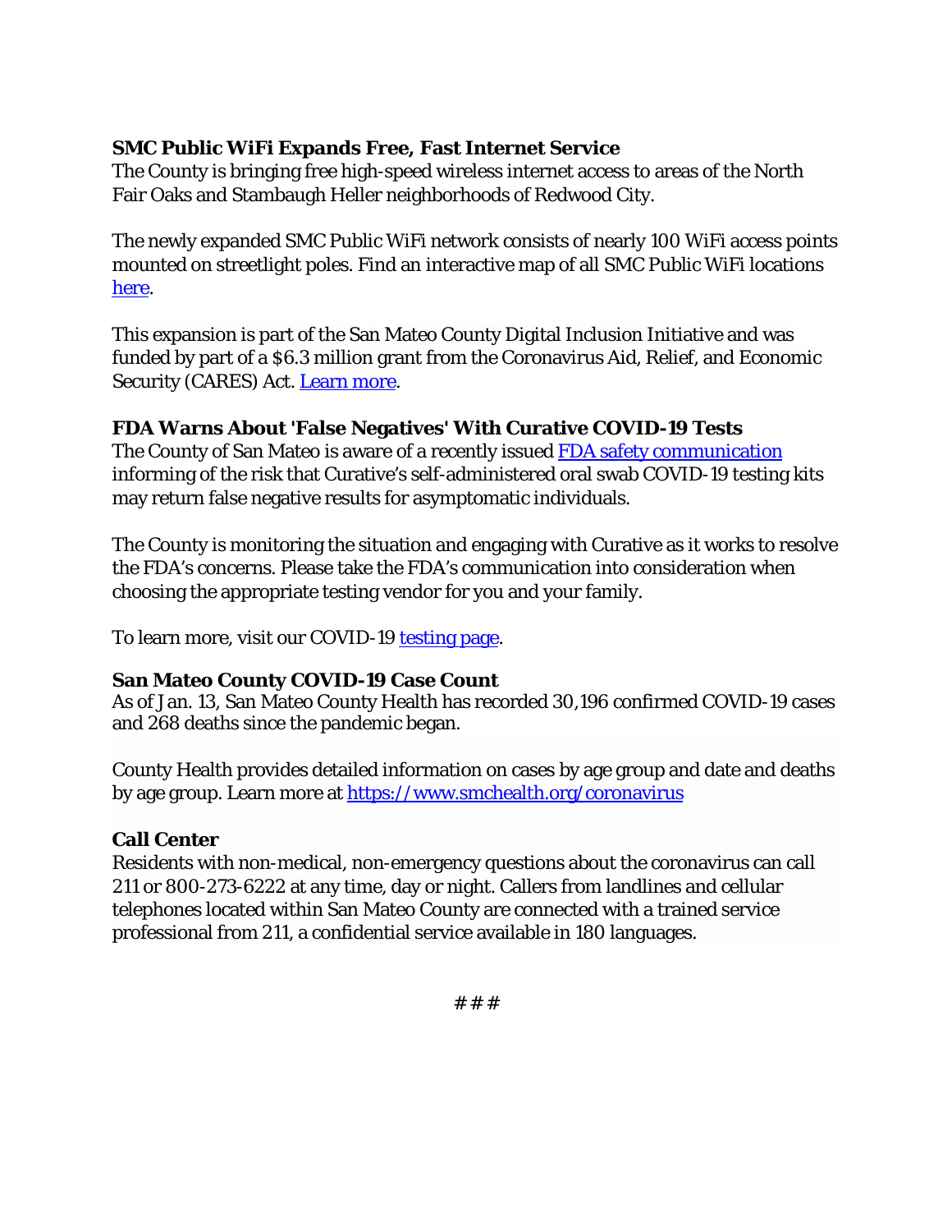**SMC Public WiFi Expands Free, Fast Internet Service**

The County is bringing free high-speed wireless internet access to areas of the North Fair Oaks and Stambaugh Heller neighborhoods of Redwood City.

The newly expanded SMC Public WiFi network consists of nearly 100 WiFi access points mounted on streetlight poles. Find an interactive map of all SMC Public WiFi locations here.

This expansion is part of the San Mateo County Digital Inclusion Initiative and was funded by part of a $6.3 million grant from the Coronavirus Aid, Relief, and Economic Security (CARES) Act. Learn more.

**FDA Warns About 'False Negatives' With Curative COVID-19 Tests**

The County of San Mateo is aware of a recently issued FDA safety communication informing of the risk that Curative's self-administered oral swab COVID-19 testing kits may return false negative results for asymptomatic individuals.

The County is monitoring the situation and engaging with Curative as it works to resolve the FDA's concerns. Please take the FDA's communication into consideration when choosing the appropriate testing vendor for you and your family.

To learn more, visit our COVID-19 testing page.

**San Mateo County COVID-19 Case Count**

As of Jan. 13, San Mateo County Health has recorded 30,196 confirmed COVID-19 cases and 268 deaths since the pandemic began.

County Health provides detailed information on cases by age group and date and deaths by age group. Learn more at https://www.smchealth.org/coronavirus

**Call Center**

Residents with non-medical, non-emergency questions about the coronavirus can call 211 or 800-273-6222 at any time, day or night. Callers from landlines and cellular telephones located within San Mateo County are connected with a trained service professional from 211, a confidential service available in 180 languages.

# # #